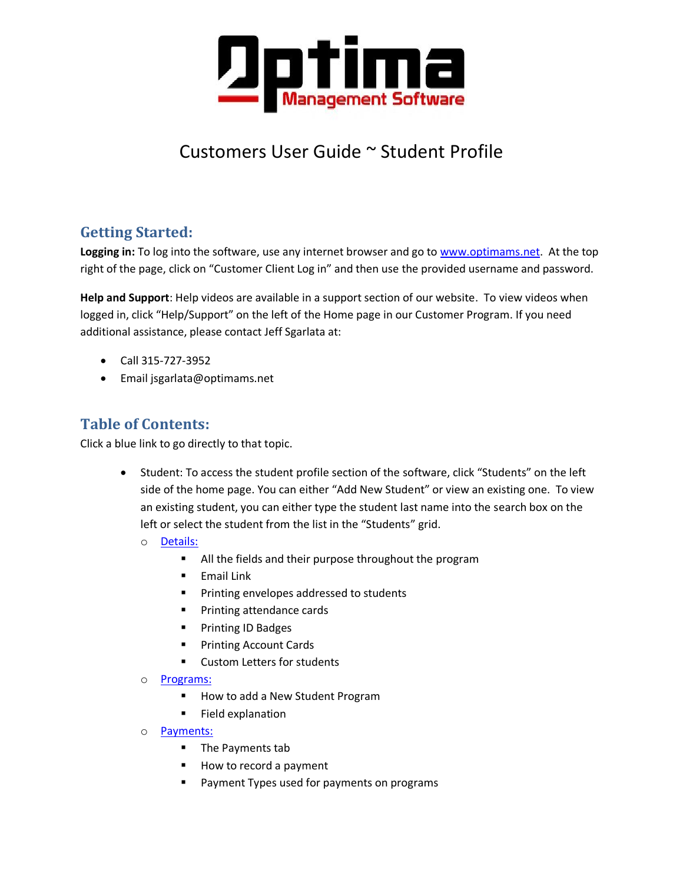# Customers User Guide ~ Student Profile

## Getting Started:

**Logging in:** To log into the software, use any internet browser and go to [www.optimams.net](http://www.optimams.net). At the top right of the page, click on "Customer Client Log in" and then use the provided username and password.

**Help and Support**: Help videos are available in a support section of our website. To view videos when logged in, click "Help/Support" on the left of the Home page in our Customer Program. If you need additional assistance, please contact Jeff Sgarlata at:

- Call 315-727-3952
- Email jsgarlata@optimams.net

## Table of Contents:

Click a blue link to go directly to that topic.

- Student: To access the student profile section of the software, click "Students" on the left side of the home page. You can either "Add New Student" or view an existing one. To view an existing student, you can either type the student last name into the search box on the left or select the student from the list in the "Students" grid.
  - Details:
    - All the fields and their purpose throughout the program
    - Email Link
    - Printing envelopes addressed to students
    - Printing attendance cards
    - Printing ID Badges
    - Printing Account Cards
    - Custom Letters for students
  - Programs:
    - How to add a New Student Program
    - Field explanation
  - Payments:
    - The Payments tab
    - How to record a payment
    - Payment Types used for payments on programs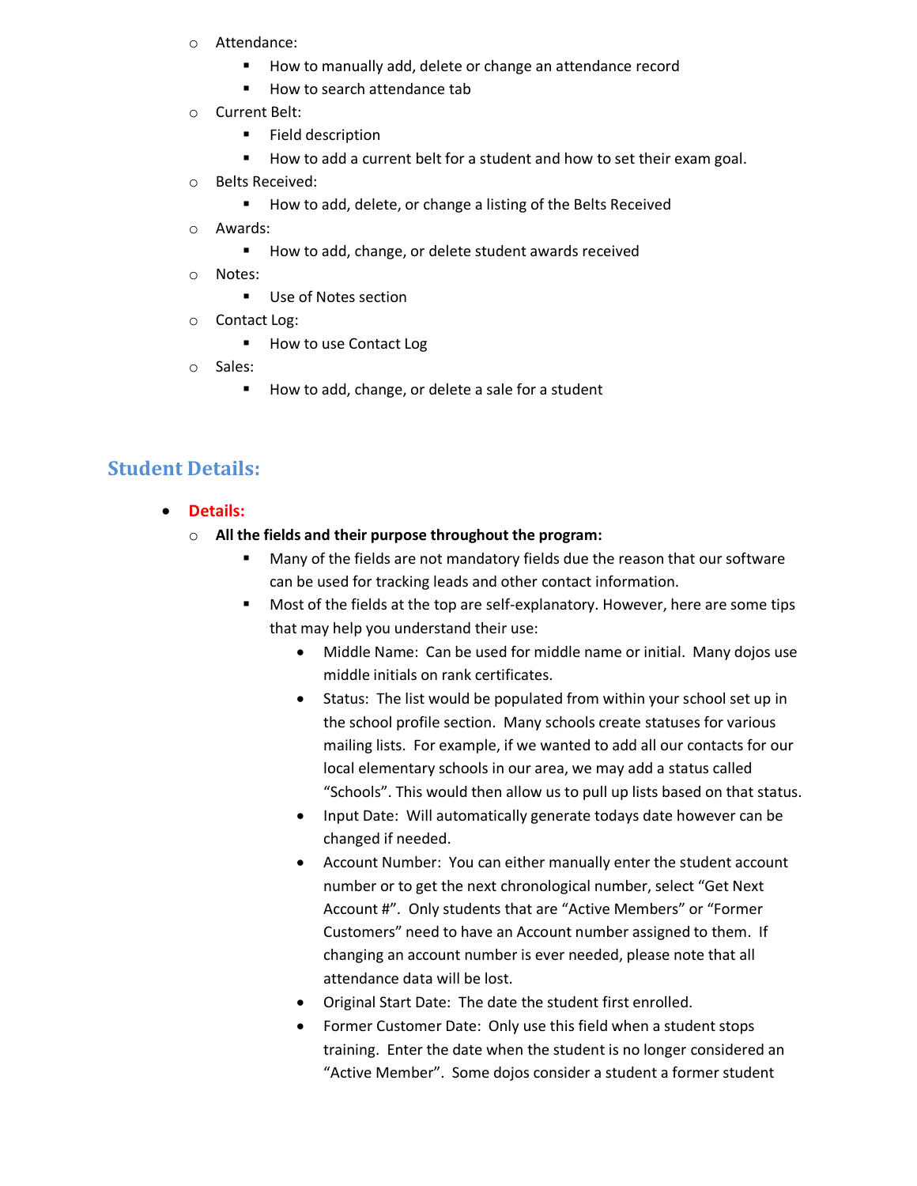- Attendance:
  - How to manually add, delete or change an attendance record
  - How to search attendance tab
- Current Belt:
  - Field description
  - How to add a current belt for a student and how to set their exam goal.
- Belts Received:
  - How to add, delete, or change a listing of the Belts Received
- Awards:
  - How to add, change, or delete student awards received
- Notes:
  - Use of Notes section
- Contact Log:
  - How to use Contact Log
- Sales:
  - How to add, change, or delete a sale for a student

## Student Details:

- **Details:**
  - **All the fields and their purpose throughout the program:**
    - Many of the fields are not mandatory fields due the reason that our software can be used for tracking leads and other contact information.
    - Most of the fields at the top are self-explanatory. However, here are some tips that may help you understand their use:
      - Middle Name: Can be used for middle name or initial. Many dojos use middle initials on rank certificates.
      - Status: The list would be populated from within your school set up in the school profile section. Many schools create statuses for various mailing lists. For example, if we wanted to add all our contacts for our local elementary schools in our area, we may add a status called "Schools". This would then allow us to pull up lists based on that status.
      - Input Date: Will automatically generate todays date however can be changed if needed.
      - Account Number: You can either manually enter the student account number or to get the next chronological number, select "Get Next Account #". Only students that are "Active Members" or "Former Customers" need to have an Account number assigned to them. If changing an account number is ever needed, please note that all attendance data will be lost.
      - Original Start Date: The date the student first enrolled.
      - Former Customer Date: Only use this field when a student stops training. Enter the date when the student is no longer considered an "Active Member". Some dojos consider a student a former student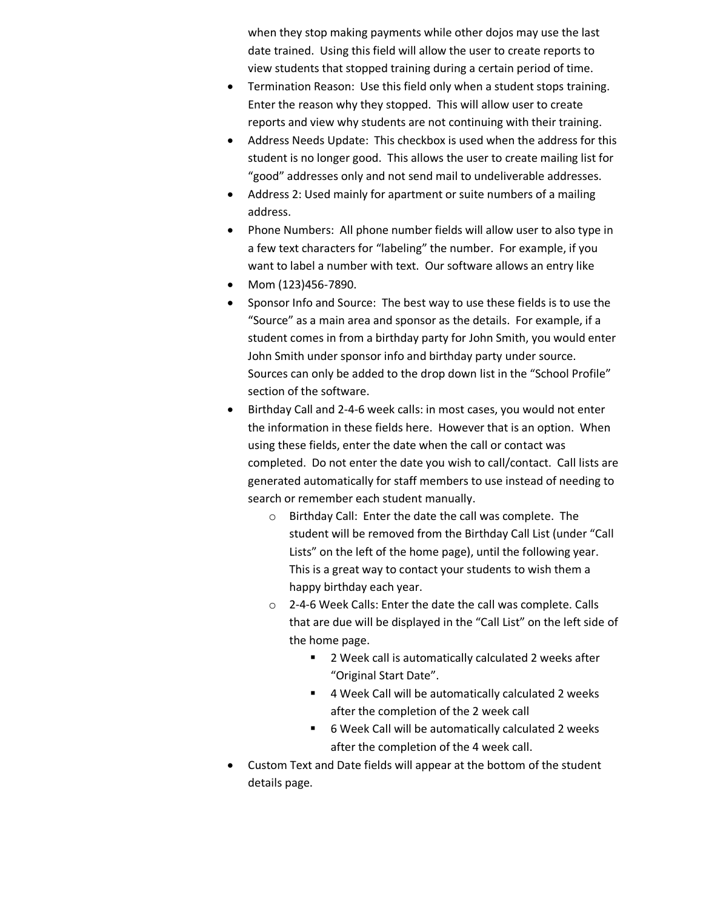when they stop making payments while other dojos may use the last date trained. Using this field will allow the user to create reports to view students that stopped training during a certain period of time.

- Termination Reason: Use this field only when a student stops training. Enter the reason why they stopped. This will allow user to create reports and view why students are not continuing with their training.
- Address Needs Update: This checkbox is used when the address for this student is no longer good. This allows the user to create mailing list for "good" addresses only and not send mail to undeliverable addresses.
- Address 2: Used mainly for apartment or suite numbers of a mailing address.
- Phone Numbers: All phone number fields will allow user to also type in a few text characters for "labeling" the number. For example, if you want to label a number with text. Our software allows an entry like
- Mom (123)456-7890.
- Sponsor Info and Source: The best way to use these fields is to use the "Source" as a main area and sponsor as the details. For example, if a student comes in from a birthday party for John Smith, you would enter John Smith under sponsor info and birthday party under source. Sources can only be added to the drop down list in the "School Profile" section of the software.
- Birthday Call and 2-4-6 week calls: in most cases, you would not enter the information in these fields here. However that is an option. When using these fields, enter the date when the call or contact was completed. Do not enter the date you wish to call/contact. Call lists are generated automatically for staff members to use instead of needing to search or remember each student manually.
  - Birthday Call: Enter the date the call was complete. The student will be removed from the Birthday Call List (under "Call Lists" on the left of the home page), until the following year. This is a great way to contact your students to wish them a happy birthday each year.
  - 2-4-6 Week Calls: Enter the date the call was complete. Calls that are due will be displayed in the "Call List" on the left side of the home page.
    - 2 Week call is automatically calculated 2 weeks after "Original Start Date".
    - 4 Week Call will be automatically calculated 2 weeks after the completion of the 2 week call
    - 6 Week Call will be automatically calculated 2 weeks after the completion of the 4 week call.
- Custom Text and Date fields will appear at the bottom of the student details page.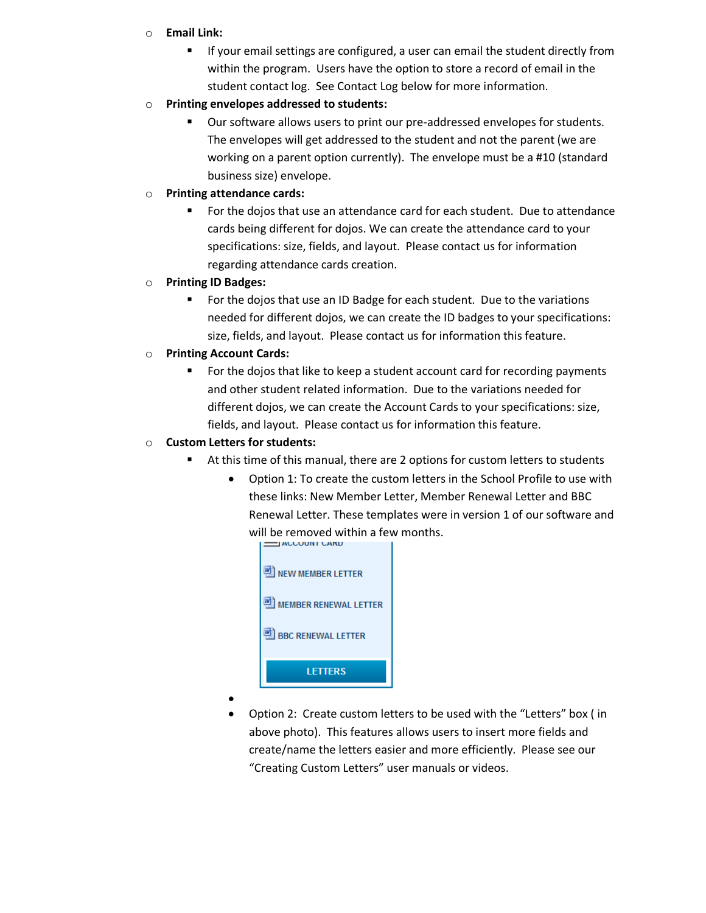- **Email Link:**
  - If your email settings are configured, a user can email the student directly from within the program. Users have the option to store a record of email in the student contact log. See Contact Log below for more information.
- **Printing envelopes addressed to students:**
  - Our software allows users to print our pre-addressed envelopes for students. The envelopes will get addressed to the student and not the parent (we are working on a parent option currently). The envelope must be a #10 (standard business size) envelope.
- **Printing attendance cards:**
  - For the dojos that use an attendance card for each student. Due to attendance cards being different for dojos. We can create the attendance card to your specifications: size, fields, and layout. Please contact us for information regarding attendance cards creation.
- **Printing ID Badges:**
  - For the dojos that use an ID Badge for each student. Due to the variations needed for different dojos, we can create the ID badges to your specifications: size, fields, and layout. Please contact us for information this feature.
- **Printing Account Cards:**
  - For the dojos that like to keep a student account card for recording payments and other student related information. Due to the variations needed for different dojos, we can create the Account Cards to your specifications: size, fields, and layout. Please contact us for information this feature.
- **Custom Letters for students:**
  - At this time of this manual, there are 2 options for custom letters to students
    - Option 1: To create the custom letters in the School Profile to use with these links: New Member Letter, Member Renewal Letter and BBC Renewal Letter. These templates were in version 1 of our software and will be removed within a few months.

      ACCOUNT CARD

      NEW MEMBER LETTER

      MEMBER RENEWAL LETTER

      BBC RENEWAL LETTER

      LETTERS
    - 
    - Option 2: Create custom letters to be used with the "Letters" box ( in above photo). This features allows users to insert more fields and create/name the letters easier and more efficiently. Please see our "Creating Custom Letters" user manuals or videos.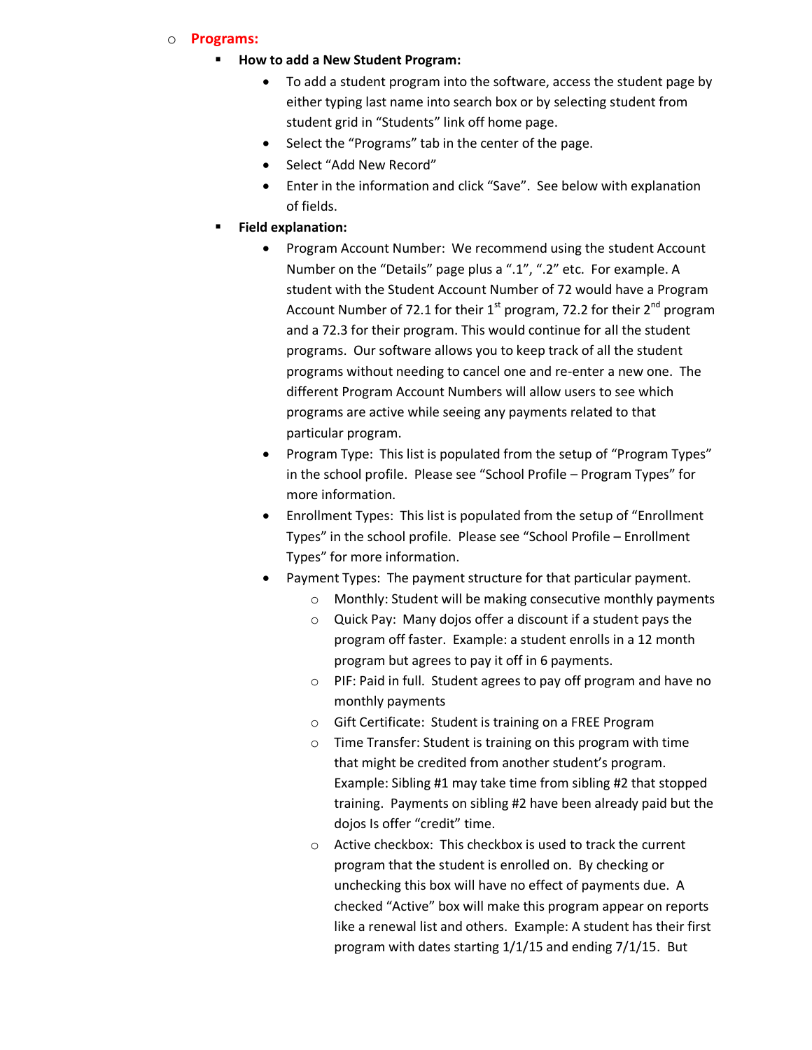- **Programs:**
  - **How to add a New Student Program:**
    - To add a student program into the software, access the student page by either typing last name into search box or by selecting student from student grid in "Students" link off home page.
    - Select the "Programs" tab in the center of the page.
    - Select "Add New Record"
    - Enter in the information and click "Save". See below with explanation of fields.
  - **Field explanation:**
    - Program Account Number: We recommend using the student Account Number on the "Details" page plus a ".1", ".2" etc. For example. A student with the Student Account Number of 72 would have a Program Account Number of 72.1 for their 1st program, 72.2 for their 2nd program and a 72.3 for their program. This would continue for all the student programs. Our software allows you to keep track of all the student programs without needing to cancel one and re-enter a new one. The different Program Account Numbers will allow users to see which programs are active while seeing any payments related to that particular program.
    - Program Type: This list is populated from the setup of "Program Types" in the school profile. Please see "School Profile – Program Types" for more information.
    - Enrollment Types: This list is populated from the setup of "Enrollment Types" in the school profile. Please see "School Profile – Enrollment Types" for more information.
    - Payment Types: The payment structure for that particular payment.
      - Monthly: Student will be making consecutive monthly payments
      - Quick Pay: Many dojos offer a discount if a student pays the program off faster. Example: a student enrolls in a 12 month program but agrees to pay it off in 6 payments.
      - PIF: Paid in full. Student agrees to pay off program and have no monthly payments
      - Gift Certificate: Student is training on a FREE Program
      - Time Transfer: Student is training on this program with time that might be credited from another student's program. Example: Sibling #1 may take time from sibling #2 that stopped training. Payments on sibling #2 have been already paid but the dojos Is offer "credit" time.
      - Active checkbox: This checkbox is used to track the current program that the student is enrolled on. By checking or unchecking this box will have no effect of payments due. A checked "Active" box will make this program appear on reports like a renewal list and others. Example: A student has their first program with dates starting 1/1/15 and ending 7/1/15. But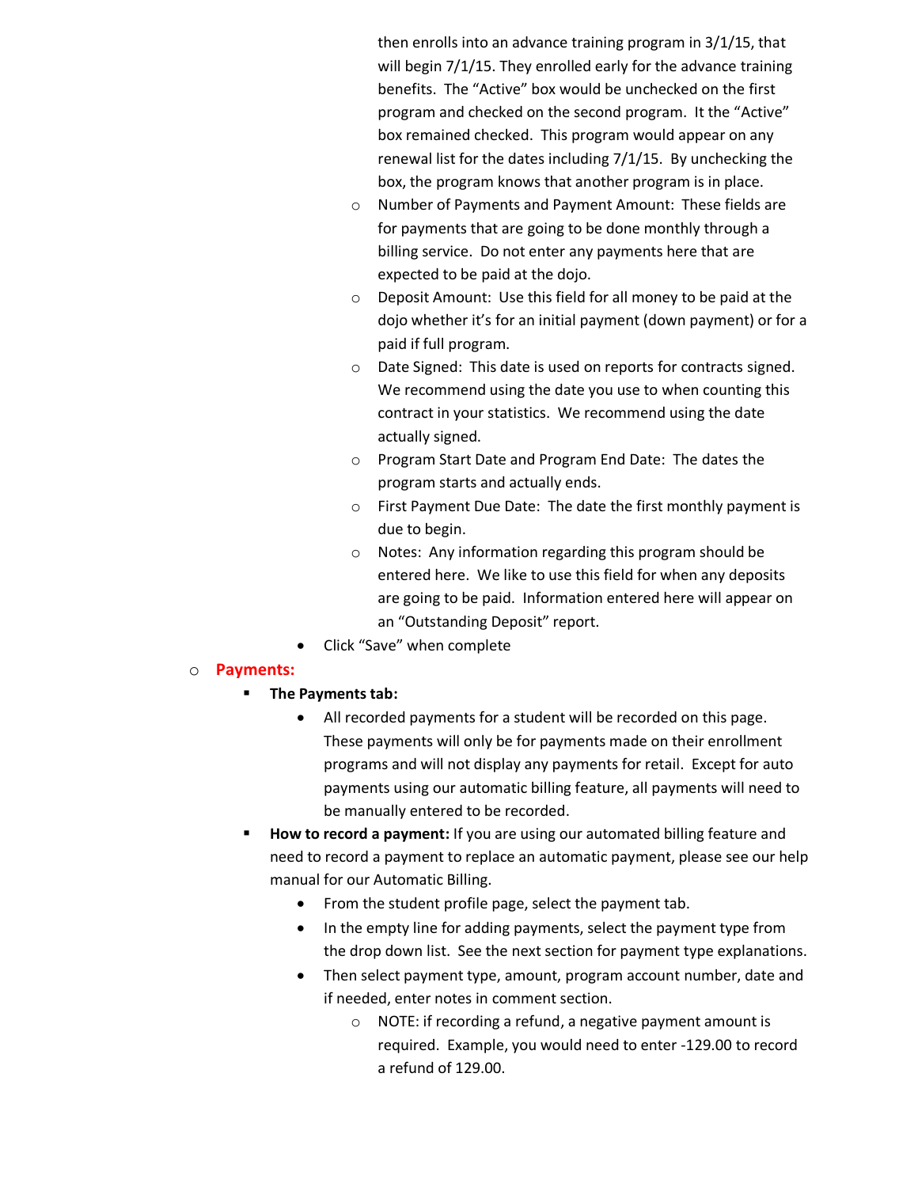then enrolls into an advance training program in 3/1/15, that will begin 7/1/15. They enrolled early for the advance training benefits. The "Active" box would be unchecked on the first program and checked on the second program. It the "Active" box remained checked. This program would appear on any renewal list for the dates including 7/1/15. By unchecking the box, the program knows that another program is in place.

- Number of Payments and Payment Amount: These fields are for payments that are going to be done monthly through a billing service. Do not enter any payments here that are expected to be paid at the dojo.
- Deposit Amount: Use this field for all money to be paid at the dojo whether it's for an initial payment (down payment) or for a paid if full program.
- Date Signed: This date is used on reports for contracts signed. We recommend using the date you use to when counting this contract in your statistics. We recommend using the date actually signed.
- Program Start Date and Program End Date: The dates the program starts and actually ends.
- First Payment Due Date: The date the first monthly payment is due to begin.
- Notes: Any information regarding this program should be entered here. We like to use this field for when any deposits are going to be paid. Information entered here will appear on an "Outstanding Deposit" report.

- Click "Save" when complete

- **Payments:**
  - **The Payments tab:**
    - All recorded payments for a student will be recorded on this page. These payments will only be for payments made on their enrollment programs and will not display any payments for retail. Except for auto payments using our automatic billing feature, all payments will need to be manually entered to be recorded.
  - **How to record a payment:** If you are using our automated billing feature and need to record a payment to replace an automatic payment, please see our help manual for our Automatic Billing.
    - From the student profile page, select the payment tab.
    - In the empty line for adding payments, select the payment type from the drop down list. See the next section for payment type explanations.
    - Then select payment type, amount, program account number, date and if needed, enter notes in comment section.
      - NOTE: if recording a refund, a negative payment amount is required. Example, you would need to enter -129.00 to record a refund of 129.00.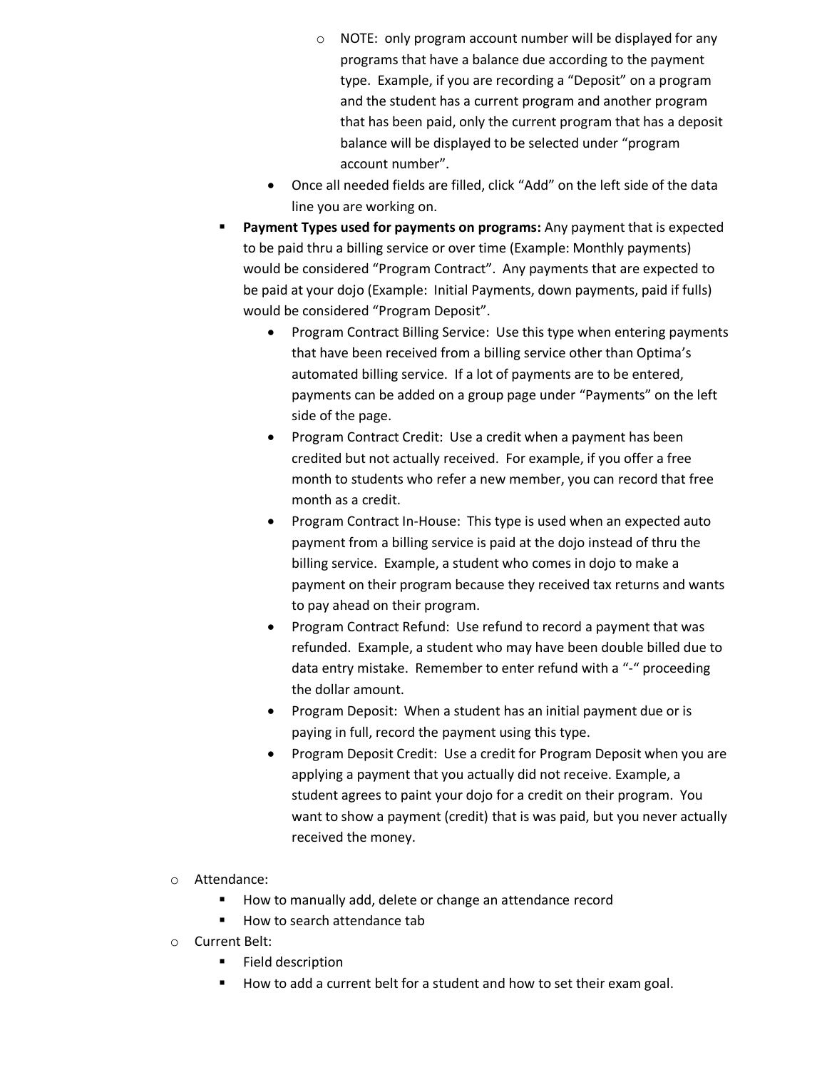- NOTE: only program account number will be displayed for any programs that have a balance due according to the payment type. Example, if you are recording a "Deposit" on a program and the student has a current program and another program that has been paid, only the current program that has a deposit balance will be displayed to be selected under "program account number".
    - Once all needed fields are filled, click "Add" on the left side of the data line you are working on.
  - **Payment Types used for payments on programs:** Any payment that is expected to be paid thru a billing service or over time (Example: Monthly payments) would be considered "Program Contract". Any payments that are expected to be paid at your dojo (Example: Initial Payments, down payments, paid if fulls) would be considered "Program Deposit".
    - Program Contract Billing Service: Use this type when entering payments that have been received from a billing service other than Optima's automated billing service. If a lot of payments are to be entered, payments can be added on a group page under "Payments" on the left side of the page.
    - Program Contract Credit: Use a credit when a payment has been credited but not actually received. For example, if you offer a free month to students who refer a new member, you can record that free month as a credit.
    - Program Contract In-House: This type is used when an expected auto payment from a billing service is paid at the dojo instead of thru the billing service. Example, a student who comes in dojo to make a payment on their program because they received tax returns and wants to pay ahead on their program.
    - Program Contract Refund: Use refund to record a payment that was refunded. Example, a student who may have been double billed due to data entry mistake. Remember to enter refund with a "-" proceeding the dollar amount.
    - Program Deposit: When a student has an initial payment due or is paying in full, record the payment using this type.
    - Program Deposit Credit: Use a credit for Program Deposit when you are applying a payment that you actually did not receive. Example, a student agrees to paint your dojo for a credit on their program. You want to show a payment (credit) that is was paid, but you never actually received the money.

- Attendance:
  - How to manually add, delete or change an attendance record
  - How to search attendance tab
- Current Belt:
  - Field description
  - How to add a current belt for a student and how to set their exam goal.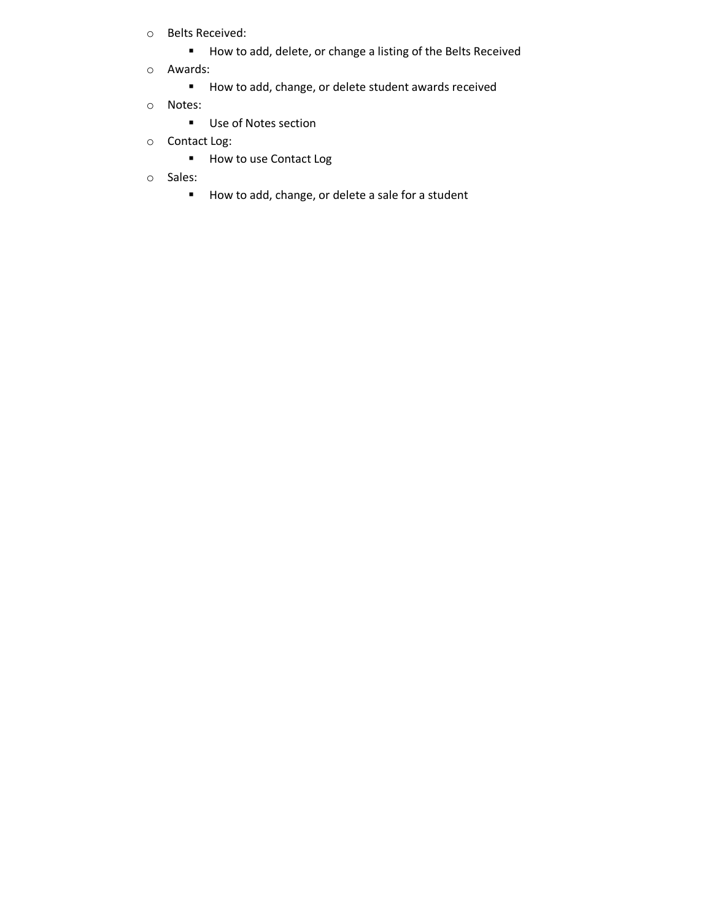- Belts Received:
  - How to add, delete, or change a listing of the Belts Received
- Awards:
  - How to add, change, or delete student awards received
- Notes:
  - Use of Notes section
- Contact Log:
  - How to use Contact Log
- Sales:
  - How to add, change, or delete a sale for a student